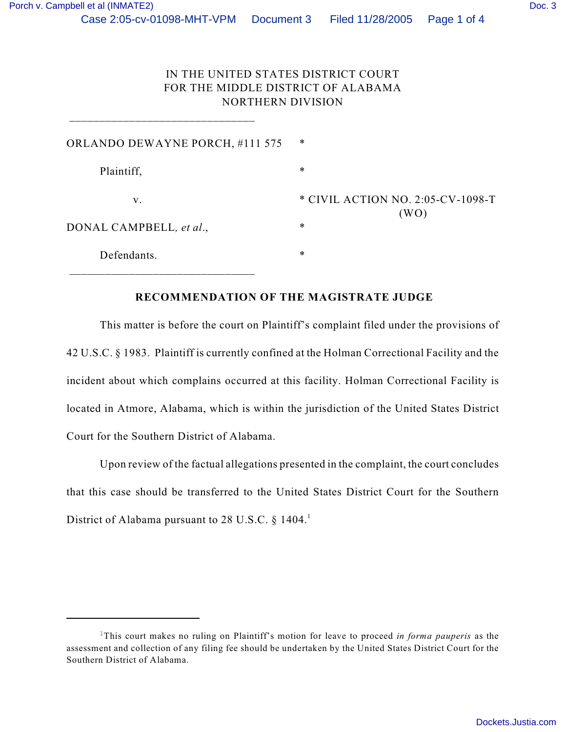IN THE UNITED STATES DISTRICT COURT
FOR THE MIDDLE DISTRICT OF ALABAMA
NORTHERN DIVISION

______________________________

ORLANDO DEWAYNE PORCH, #111 575 *

Plaintiff, *

v. * CIVIL ACTION NO. 2:05-CV-1098-T
(WO)

DONAL CAMPBELL, *et al*., *

Defendants. *

______________________________

**RECOMMENDATION OF THE MAGISTRATE JUDGE**

This matter is before the court on Plaintiff's complaint filed under the provisions of 42 U.S.C. § 1983. Plaintiff is currently confined at the Holman Correctional Facility and the incident about which complains occurred at this facility. Holman Correctional Facility is located in Atmore, Alabama, which is within the jurisdiction of the United States District Court for the Southern District of Alabama.

Upon review of the factual allegations presented in the complaint, the court concludes that this case should be transferred to the United States District Court for the Southern District of Alabama pursuant to 28 U.S.C. § 1404.[1]

---

[1]This court makes no ruling on Plaintiff's motion for leave to proceed *in forma pauperis* as the assessment and collection of any filing fee should be undertaken by the United States District Court for the Southern District of Alabama.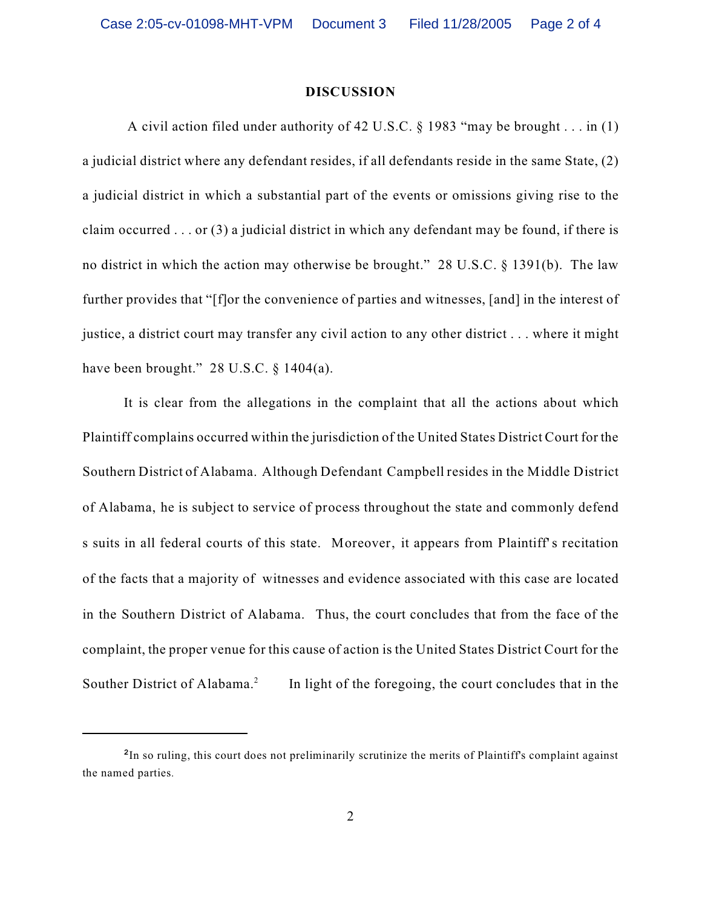## DISCUSSION

A civil action filed under authority of 42 U.S.C. § 1983 "may be brought . . . in (1) a judicial district where any defendant resides, if all defendants reside in the same State, (2) a judicial district in which a substantial part of the events or omissions giving rise to the claim occurred . . . or (3) a judicial district in which any defendant may be found, if there is no district in which the action may otherwise be brought." 28 U.S.C. § 1391(b). The law further provides that "[f]or the convenience of parties and witnesses, [and] in the interest of justice, a district court may transfer any civil action to any other district . . . where it might have been brought." 28 U.S.C. § 1404(a).

It is clear from the allegations in the complaint that all the actions about which Plaintiff complains occurred within the jurisdiction of the United States District Court for the Southern District of Alabama. Although Defendant Campbell resides in the Middle District of Alabama, he is subject to service of process throughout the state and commonly defend s suits in all federal courts of this state. Moreover, it appears from Plaintiff' s recitation of the facts that a majority of witnesses and evidence associated with this case are located in the Southern District of Alabama. Thus, the court concludes that from the face of the complaint, the proper venue for this cause of action is the United States District Court for the Souther District of Alabama.[2] In light of the foregoing, the court concludes that in the

---

[2]In so ruling, this court does not preliminarily scrutinize the merits of Plaintiff's complaint against the named parties.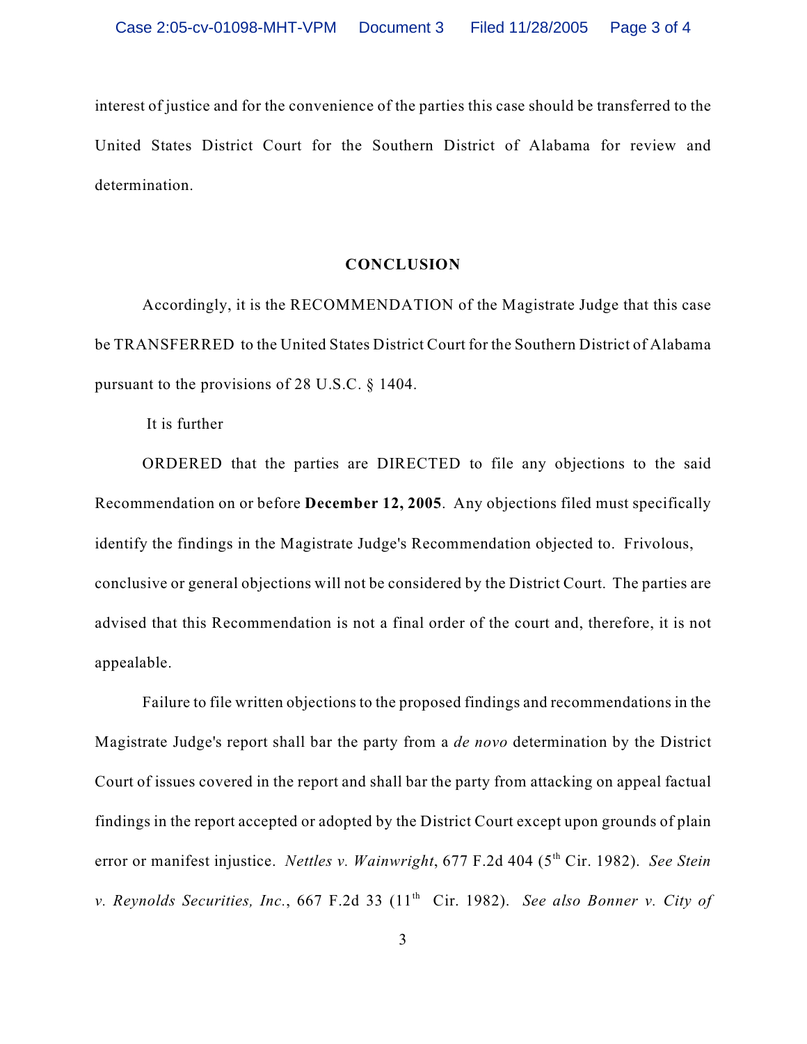interest of justice and for the convenience of the parties this case should be transferred to the United States District Court for the Southern District of Alabama for review and determination.

## CONCLUSION

Accordingly, it is the RECOMMENDATION of the Magistrate Judge that this case be TRANSFERRED to the United States District Court for the Southern District of Alabama pursuant to the provisions of 28 U.S.C. § 1404.

It is further

ORDERED that the parties are DIRECTED to file any objections to the said Recommendation on or before **December 12, 2005**. Any objections filed must specifically identify the findings in the Magistrate Judge's Recommendation objected to. Frivolous, conclusive or general objections will not be considered by the District Court. The parties are advised that this Recommendation is not a final order of the court and, therefore, it is not appealable.

Failure to file written objections to the proposed findings and recommendations in the Magistrate Judge's report shall bar the party from a *de novo* determination by the District Court of issues covered in the report and shall bar the party from attacking on appeal factual findings in the report accepted or adopted by the District Court except upon grounds of plain error or manifest injustice. *Nettles v. Wainwright*, 677 F.2d 404 (5th Cir. 1982). *See Stein v. Reynolds Securities, Inc.*, 667 F.2d 33 (11th Cir. 1982). *See also Bonner v. City of*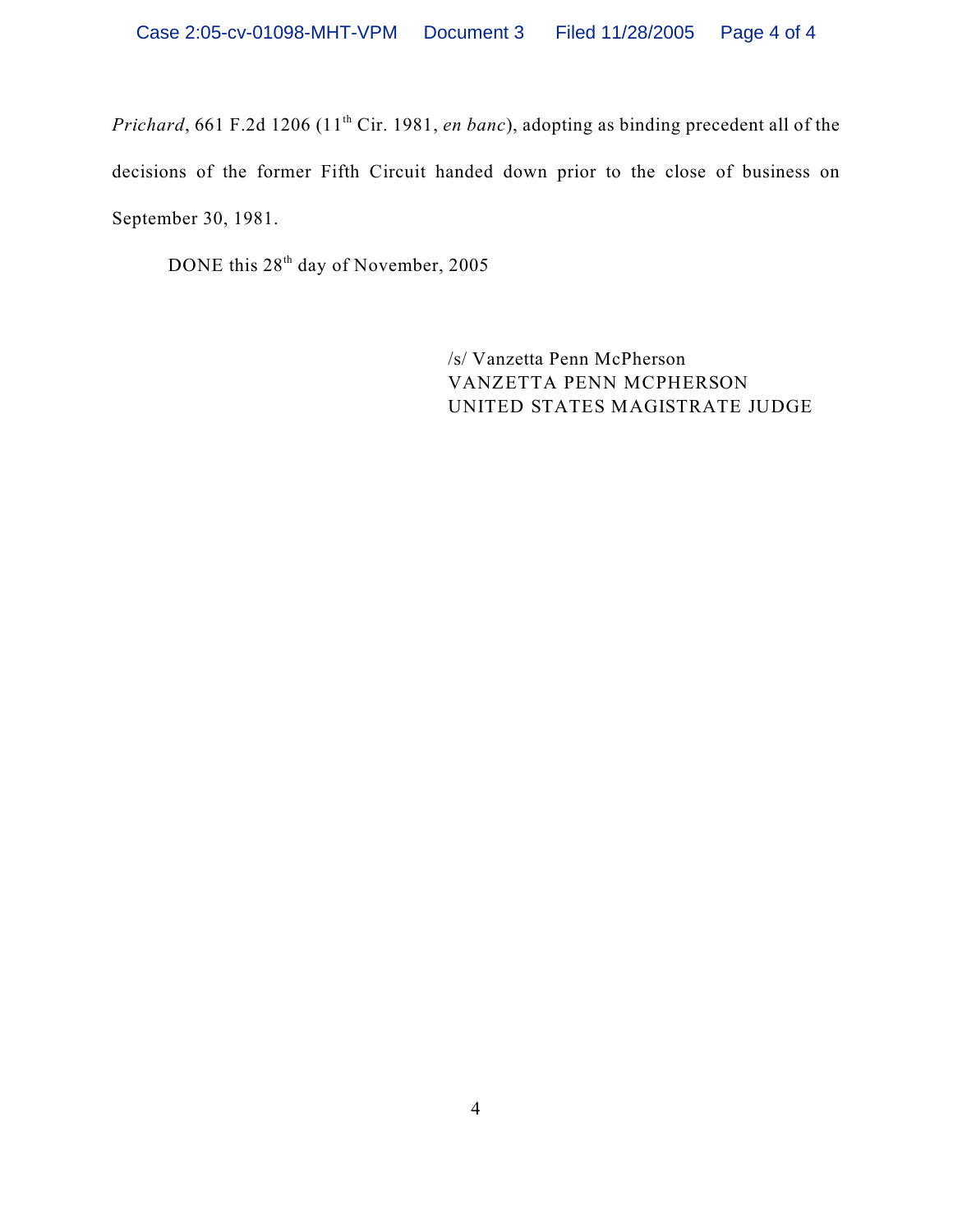*Prichard*, 661 F.2d 1206 (11th Cir. 1981, *en banc*), adopting as binding precedent all of the decisions of the former Fifth Circuit handed down prior to the close of business on September 30, 1981.

DONE this 28th day of November, 2005

/s/ Vanzetta Penn McPherson
VANZETTA PENN MCPHERSON
UNITED STATES MAGISTRATE JUDGE